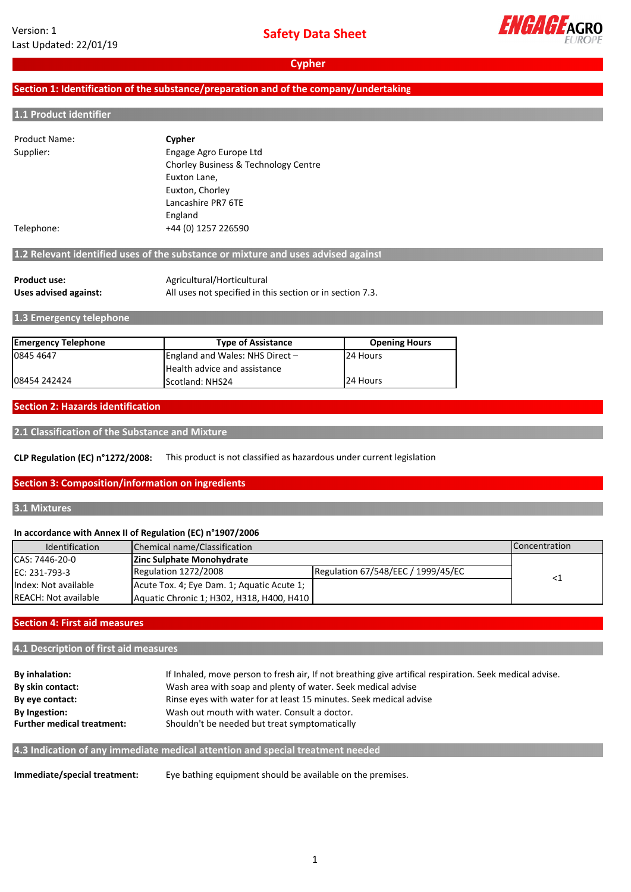Version: 1
Last Updated: 22/01/19

# Safety Data Sheet

ENGAGE AGRO EUROPE

## Cypher

## Section 1: Identification of the substance/preparation and of the company/undertaking

### 1.1 Product identifier

| | |
|---|---|
| Product Name: | **Cypher** |
| Supplier: | Engage Agro Europe Ltd<br>Chorley Business & Technology Centre<br>Euxton Lane,<br>Euxton, Chorley<br>Lancashire PR7 6TE<br>England |
| Telephone: | +44 (0) 1257 226590 |

### 1.2 Relevant identified uses of the substance or mixture and uses advised against

**Product use:** Agricultural/Horticultural

**Uses advised against:** All uses not specified in this section or in section 7.3.

### 1.3 Emergency telephone

| Emergency Telephone | Type of Assistance | Opening Hours |
|---|---|---|
| 0845 4647 | England and Wales: NHS Direct – Health advice and assistance | 24 Hours |
| 08454 242424 | Scotland: NHS24 | 24 Hours |

## Section 2: Hazards identification

### 2.1 Classification of the Substance and Mixture

**CLP Regulation (EC) n°1272/2008:** This product is not classified as hazardous under current legislation

## Section 3: Composition/information on ingredients

### 3.1 Mixtures

**In accordance with Annex II of Regulation (EC) n°1907/2006**

| Identification | Chemical name/Classification | | Concentration |
|---|---|---|---|
| CAS: 7446-20-0<br>EC: 231-793-3<br>Index: Not available<br>REACH: Not available | **Zinc Sulphate Monohydrate** | | <1 |
| | Regulation 1272/2008 | Regulation 67/548/EEC / 1999/45/EC | |
| | Acute Tox. 4; Eye Dam. 1; Aquatic Acute 1; Aquatic Chronic 1; H302, H318, H400, H410 | | |

## Section 4: First aid measures

### 4.1 Description of first aid measures

**By inhalation:** If Inhaled, move person to fresh air, If not breathing give artifical respiration. Seek medical advise.

**By skin contact:** Wash area with soap and plenty of water. Seek medical advise

**By eye contact:** Rinse eyes with water for at least 15 minutes. Seek medical advise

**By Ingestion:** Wash out mouth with water. Consult a doctor.

**Further medical treatment:** Shouldn't be needed but treat symptomatically

### 4.3 Indication of any immediate medical attention and special treatment needed

**Immediate/special treatment:** Eye bathing equipment should be available on the premises.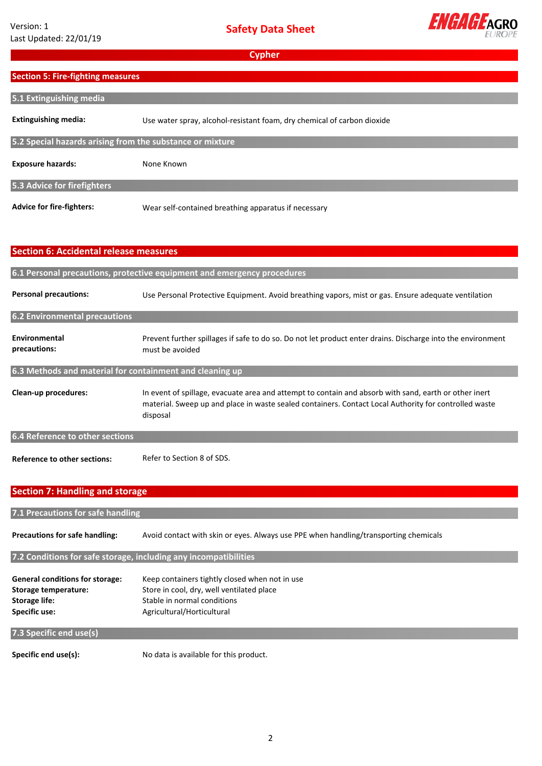## Section 5: Fire-fighting measures

### 5.1 Extinguishing media

**Extinguishing media:** Use water spray, alcohol-resistant foam, dry chemical of carbon dioxide

### 5.2 Special hazards arising from the substance or mixture

**Exposure hazards:** None Known

### 5.3 Advice for firefighters

**Advice for fire-fighters:** Wear self-contained breathing apparatus if necessary

## Section 6: Accidental release measures

### 6.1 Personal precautions, protective equipment and emergency procedures

**Personal precautions:** Use Personal Protective Equipment. Avoid breathing vapors, mist or gas. Ensure adequate ventilation

### 6.2 Environmental precautions

**Environmental precautions:** Prevent further spillages if safe to do so. Do not let product enter drains. Discharge into the environment must be avoided

### 6.3 Methods and material for containment and cleaning up

**Clean-up procedures:** In event of spillage, evacuate area and attempt to contain and absorb with sand, earth or other inert material. Sweep up and place in waste sealed containers. Contact Local Authority for controlled waste disposal

### 6.4 Reference to other sections

**Reference to other sections:** Refer to Section 8 of SDS.

## Section 7: Handling and storage

### 7.1 Precautions for safe handling

**Precautions for safe handling:** Avoid contact with skin or eyes. Always use PPE when handling/transporting chemicals

### 7.2 Conditions for safe storage, including any incompatibilities

**General conditions for storage:** Keep containers tightly closed when not in use
**Storage temperature:** Store in cool, dry, well ventilated place
**Storage life:** Stable in normal conditions
**Specific use:** Agricultural/Horticultural

### 7.3 Specific end use(s)

**Specific end use(s):** No data is available for this product.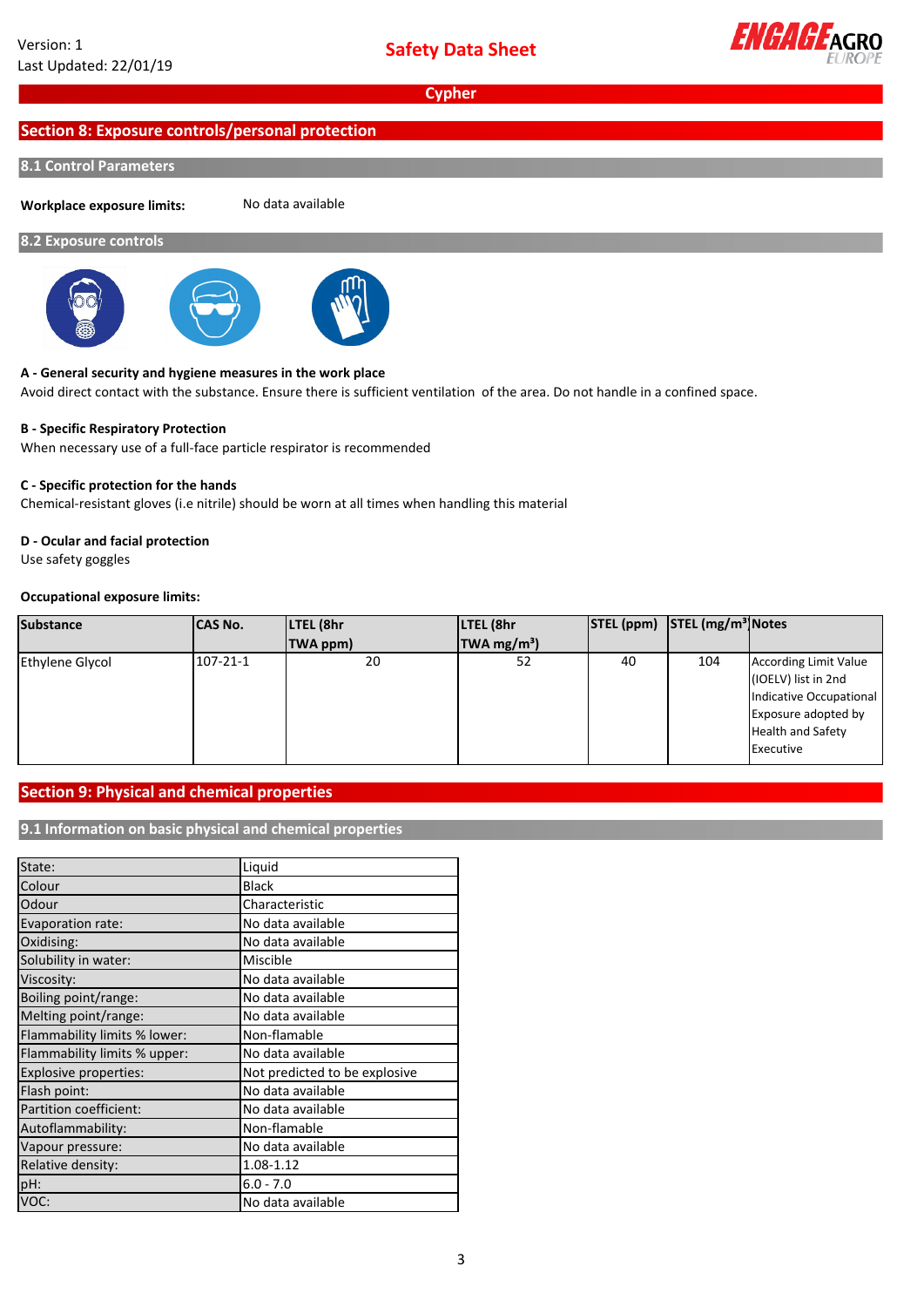## Section 8: Exposure controls/personal protection

### 8.1 Control Parameters

**Workplace exposure limits:** No data available

### 8.2 Exposure controls

**A - General security and hygiene measures in the work place**

Avoid direct contact with the substance. Ensure there is sufficient ventilation of the area. Do not handle in a confined space.

**B - Specific Respiratory Protection**

When necessary use of a full-face particle respirator is recommended

**C - Specific protection for the hands**

Chemical-resistant gloves (i.e nitrile) should be worn at all times when handling this material

**D - Ocular and facial protection**

Use safety goggles

**Occupational exposure limits:**

| Substance | CAS No. | LTEL (8hr TWA ppm) | LTEL (8hr TWA mg/m³) | STEL (ppm) | STEL (mg/m³) | Notes |
|---|---|---|---|---|---|---|
| Ethylene Glycol | 107-21-1 | 20 | 52 | 40 | 104 | According Limit Value (IOELV) list in 2nd Indicative Occupational Exposure adopted by Health and Safety Executive |

## Section 9: Physical and chemical properties

### 9.1 Information on basic physical and chemical properties

| | |
|---|---|
| State: | Liquid |
| Colour | Black |
| Odour | Characteristic |
| Evaporation rate: | No data available |
| Oxidising: | No data available |
| Solubility in water: | Miscible |
| Viscosity: | No data available |
| Boiling point/range: | No data available |
| Melting point/range: | No data available |
| Flammability limits % lower: | Non-flamable |
| Flammability limits % upper: | No data available |
| Explosive properties: | Not predicted to be explosive |
| Flash point: | No data available |
| Partition coefficient: | No data available |
| Autoflammability: | Non-flamable |
| Vapour pressure: | No data available |
| Relative density: | 1.08-1.12 |
| pH: | 6.0 - 7.0 |
| VOC: | No data available |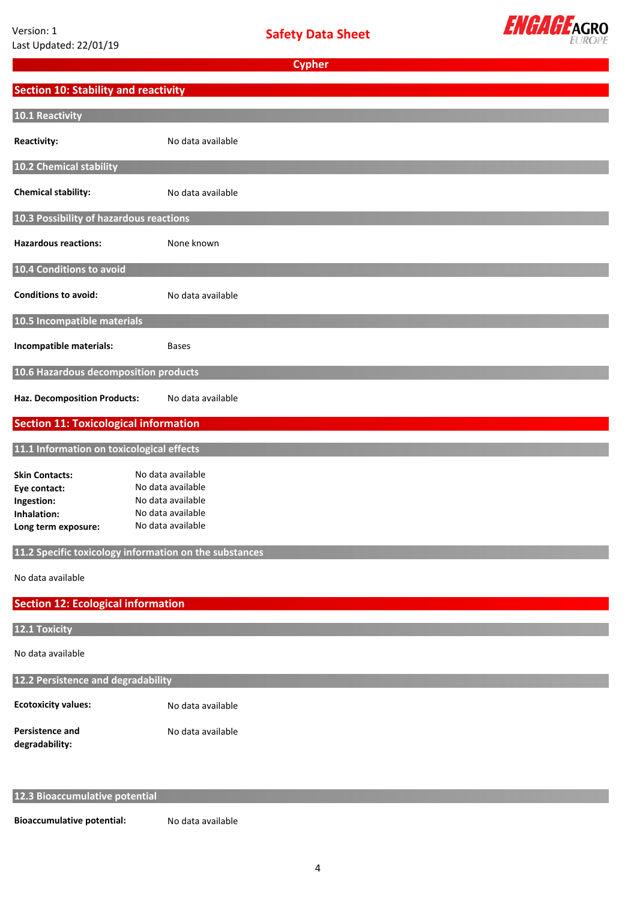## Section 10: Stability and reactivity

### 10.1 Reactivity

**Reactivity:** No data available

### 10.2 Chemical stability

**Chemical stability:** No data available

### 10.3 Possibility of hazardous reactions

**Hazardous reactions:** None known

### 10.4 Conditions to avoid

**Conditions to avoid:** No data available

### 10.5 Incompatible materials

**Incompatible materials:** Bases

### 10.6 Hazardous decomposition products

**Haz. Decomposition Products:** No data available

## Section 11: Toxicological information

### 11.1 Information on toxicological effects

**Skin Contacts:** No data available
**Eye contact:** No data available
**Ingestion:** No data available
**Inhalation:** No data available
**Long term exposure:** No data available

### 11.2 Specific toxicology information on the substances

No data available

## Section 12: Ecological information

### 12.1 Toxicity

No data available

### 12.2 Persistence and degradability

**Ecotoxicity values:** No data available

**Persistence and degradability:** No data available

### 12.3 Bioaccumulative potential

**Bioaccumulative potential:** No data available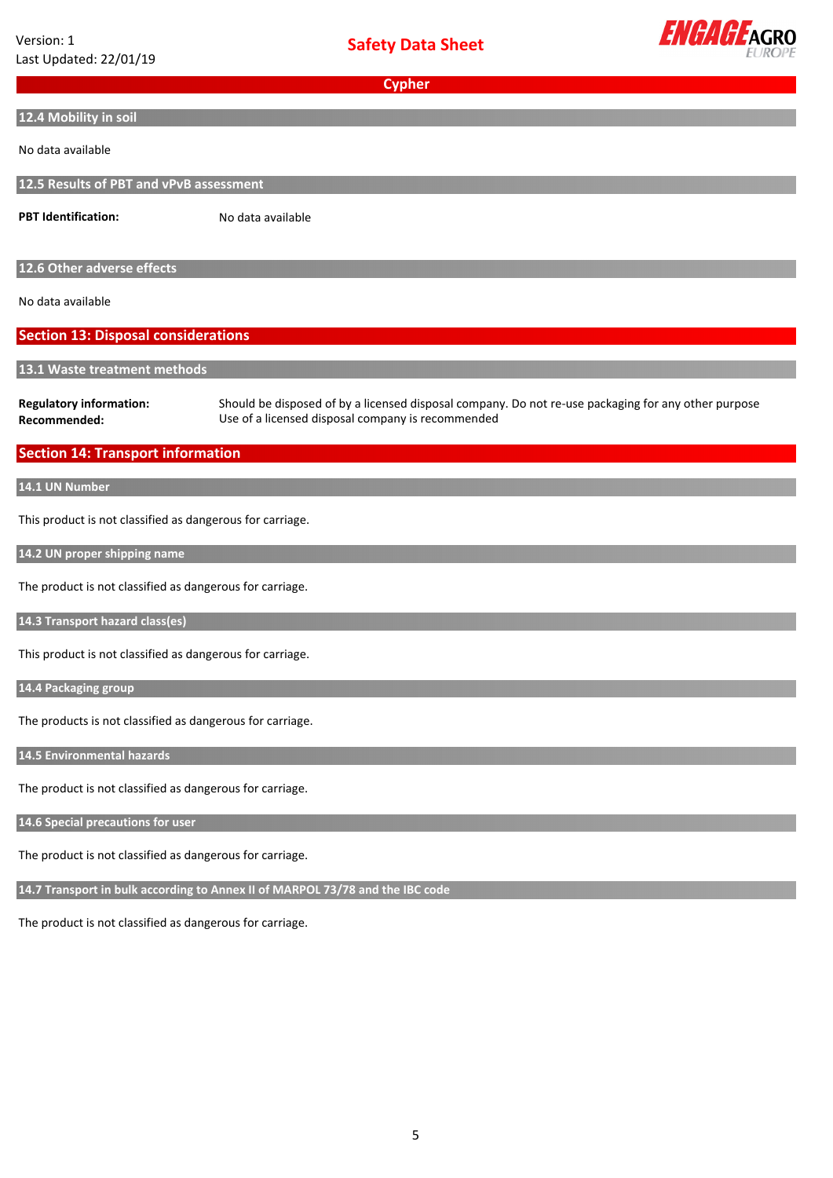### 12.4 Mobility in soil

No data available

### 12.5 Results of PBT and vPvB assessment

**PBT Identification:** No data available

### 12.6 Other adverse effects

No data available

## Section 13: Disposal considerations

### 13.1 Waste treatment methods

**Regulatory information:** Should be disposed of by a licensed disposal company. Do not re-use packaging for any other purpose

**Recommended:** Use of a licensed disposal company is recommended

## Section 14: Transport information

### 14.1 UN Number

This product is not classified as dangerous for carriage.

### 14.2 UN proper shipping name

The product is not classified as dangerous for carriage.

### 14.3 Transport hazard class(es)

This product is not classified as dangerous for carriage.

### 14.4 Packaging group

The products is not classified as dangerous for carriage.

### 14.5 Environmental hazards

The product is not classified as dangerous for carriage.

### 14.6 Special precautions for user

The product is not classified as dangerous for carriage.

### 14.7 Transport in bulk according to Annex II of MARPOL 73/78 and the IBC code

The product is not classified as dangerous for carriage.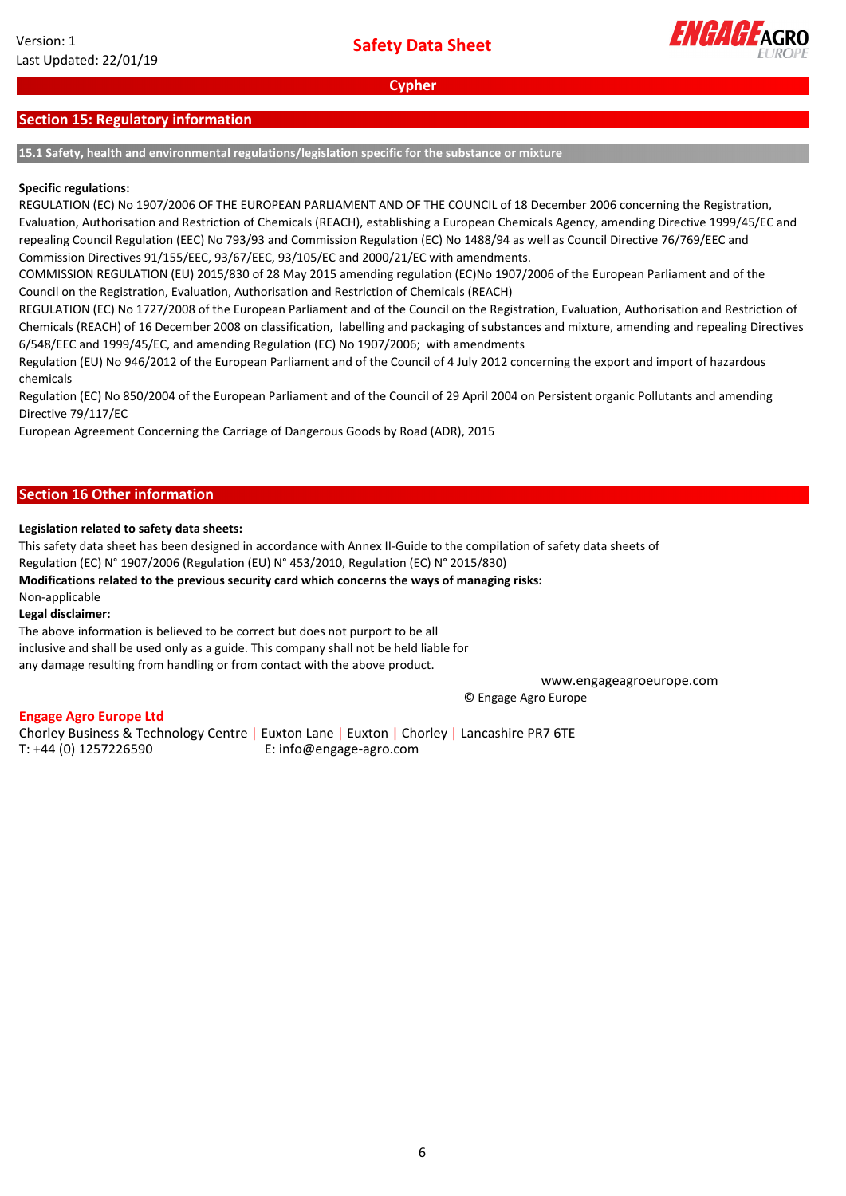## Section 15: Regulatory information

### 15.1 Safety, health and environmental regulations/legislation specific for the substance or mixture

**Specific regulations:**

REGULATION (EC) No 1907/2006 OF THE EUROPEAN PARLIAMENT AND OF THE COUNCIL of 18 December 2006 concerning the Registration, Evaluation, Authorisation and Restriction of Chemicals (REACH), establishing a European Chemicals Agency, amending Directive 1999/45/EC and repealing Council Regulation (EEC) No 793/93 and Commission Regulation (EC) No 1488/94 as well as Council Directive 76/769/EEC and Commission Directives 91/155/EEC, 93/67/EEC, 93/105/EC and 2000/21/EC with amendments.

COMMISSION REGULATION (EU) 2015/830 of 28 May 2015 amending regulation (EC)No 1907/2006 of the European Parliament and of the Council on the Registration, Evaluation, Authorisation and Restriction of Chemicals (REACH)

REGULATION (EC) No 1727/2008 of the European Parliament and of the Council on the Registration, Evaluation, Authorisation and Restriction of Chemicals (REACH) of 16 December 2008 on classification, labelling and packaging of substances and mixture, amending and repealing Directives 6/548/EEC and 1999/45/EC, and amending Regulation (EC) No 1907/2006; with amendments

Regulation (EU) No 946/2012 of the European Parliament and of the Council of 4 July 2012 concerning the export and import of hazardous chemicals

Regulation (EC) No 850/2004 of the European Parliament and of the Council of 29 April 2004 on Persistent organic Pollutants and amending Directive 79/117/EC

European Agreement Concerning the Carriage of Dangerous Goods by Road (ADR), 2015

## Section 16 Other information

**Legislation related to safety data sheets:**

This safety data sheet has been designed in accordance with Annex II-Guide to the compilation of safety data sheets of Regulation (EC) N° 1907/2006 (Regulation (EU) N° 453/2010, Regulation (EC) N° 2015/830)

**Modifications related to the previous security card which concerns the ways of managing risks:**

Non-applicable

**Legal disclaimer:**

The above information is believed to be correct but does not purport to be all inclusive and shall be used only as a guide. This company shall not be held liable for any damage resulting from handling or from contact with the above product.

www.engageagroeurope.com

© Engage Agro Europe

**Engage Agro Europe Ltd**

Chorley Business & Technology Centre | Euxton Lane | Euxton | Chorley | Lancashire PR7 6TE

T: +44 (0) 1257226590 E: info@engage-agro.com